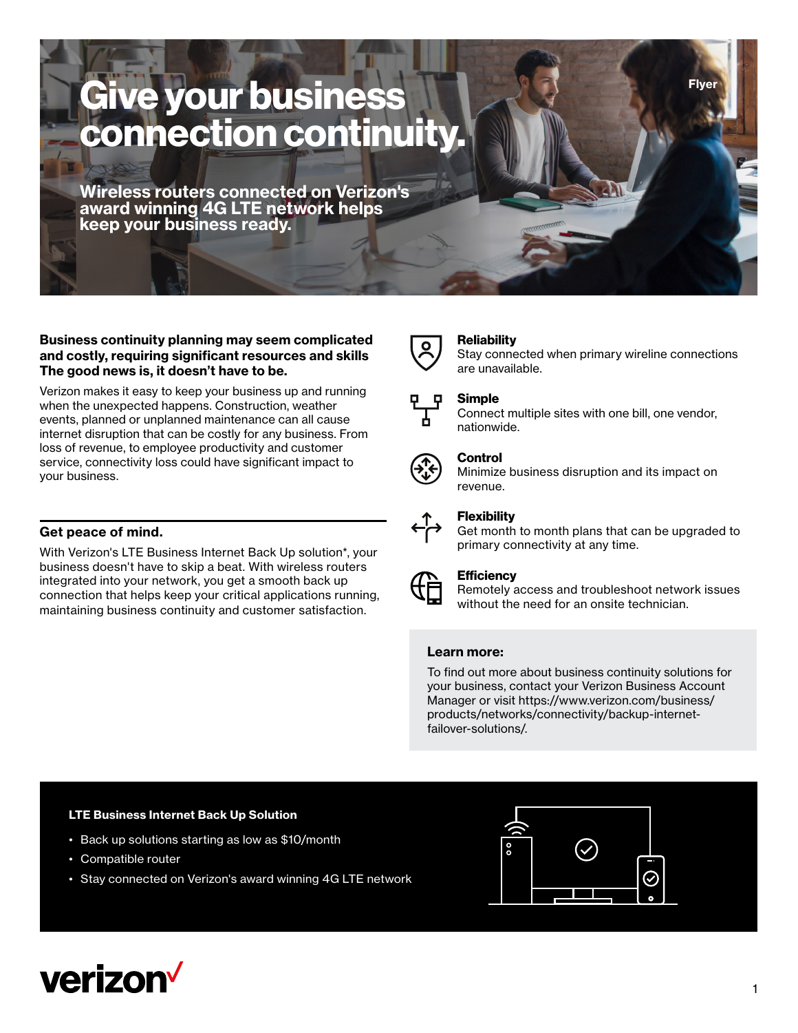Flyer

# Give your business connection continuity.

## Wireless routers connected on Verizon's award winning 4G LTE network helps keep your business ready.

**Business continuity planning may seem complicated and costly, requiring significant resources and skills The good news is, it doesn't have to be.**

Verizon makes it easy to keep your business up and running when the unexpected happens. Construction, weather events, planned or unplanned maintenance can all cause internet disruption that can be costly for any business. From loss of revenue, to employee productivity and customer service, connectivity loss could have significant impact to your business.

### Get peace of mind.

With Verizon's LTE Business Internet Back Up solution*, your business doesn't have to skip a beat. With wireless routers integrated into your network, you get a smooth back up connection that helps keep your critical applications running, maintaining business continuity and customer satisfaction.

**Reliability**
Stay connected when primary wireline connections are unavailable.

**Simple**
Connect multiple sites with one bill, one vendor, nationwide.

**Control**
Minimize business disruption and its impact on revenue.

**Flexibility**
Get month to month plans that can be upgraded to primary connectivity at any time.

**Efficiency**
Remotely access and troubleshoot network issues without the need for an onsite technician.

### Learn more:

To find out more about business continuity solutions for your business, contact your Verizon Business Account Manager or visit https://www.verizon.com/business/products/networks/connectivity/backup-internet-failover-solutions/.

**LTE Business Internet Back Up Solution**

- Back up solutions starting as low as $10/month
- Compatible router
- Stay connected on Verizon's award winning 4G LTE network

verizon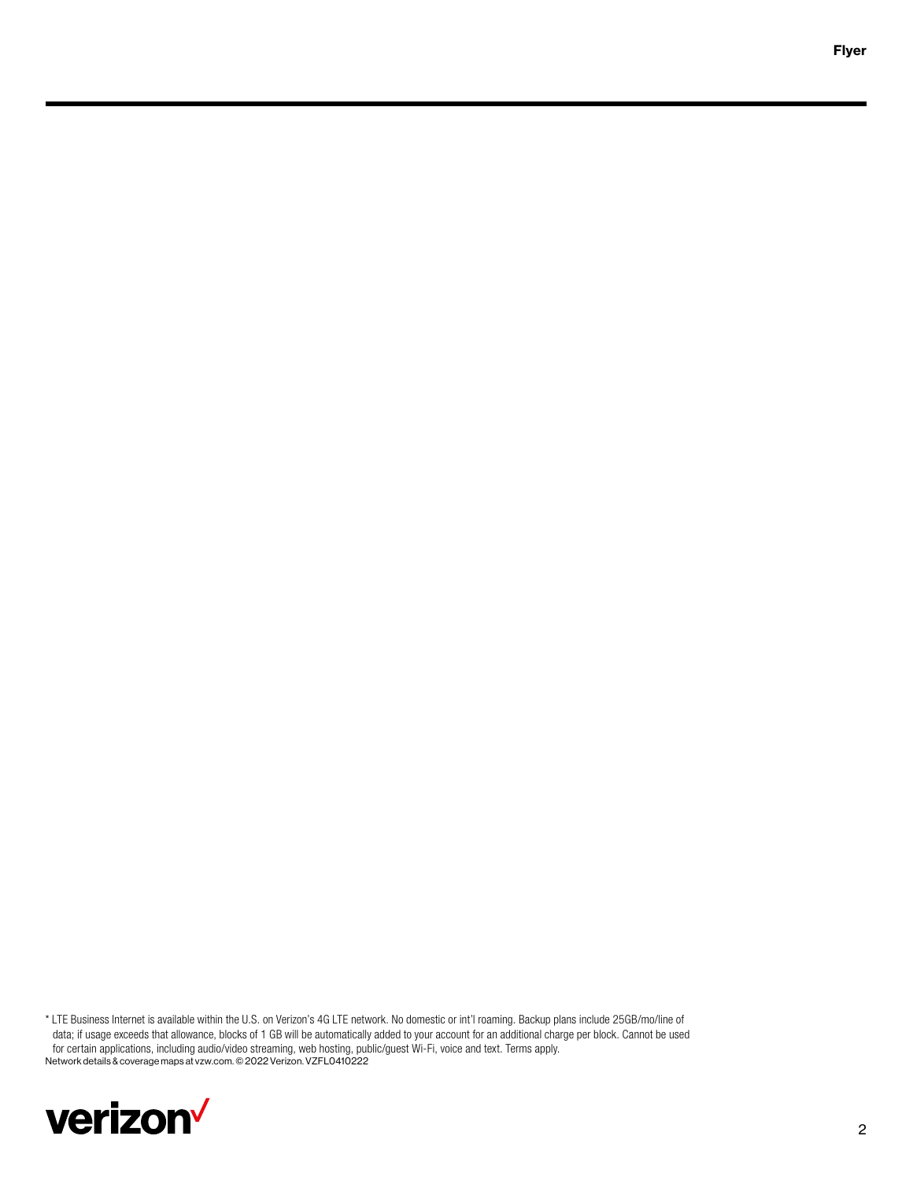* LTE Business Internet is available within the U.S. on Verizon's 4G LTE network. No domestic or int'l roaming. Backup plans include 25GB/mo/line of data; if usage exceeds that allowance, blocks of 1 GB will be automatically added to your account for an additional charge per block. Cannot be used for certain applications, including audio/video streaming, web hosting, public/guest Wi-Fi, voice and text. Terms apply.

Network details & coverage maps at vzw.com. © 2022 Verizon. VZFL0410222